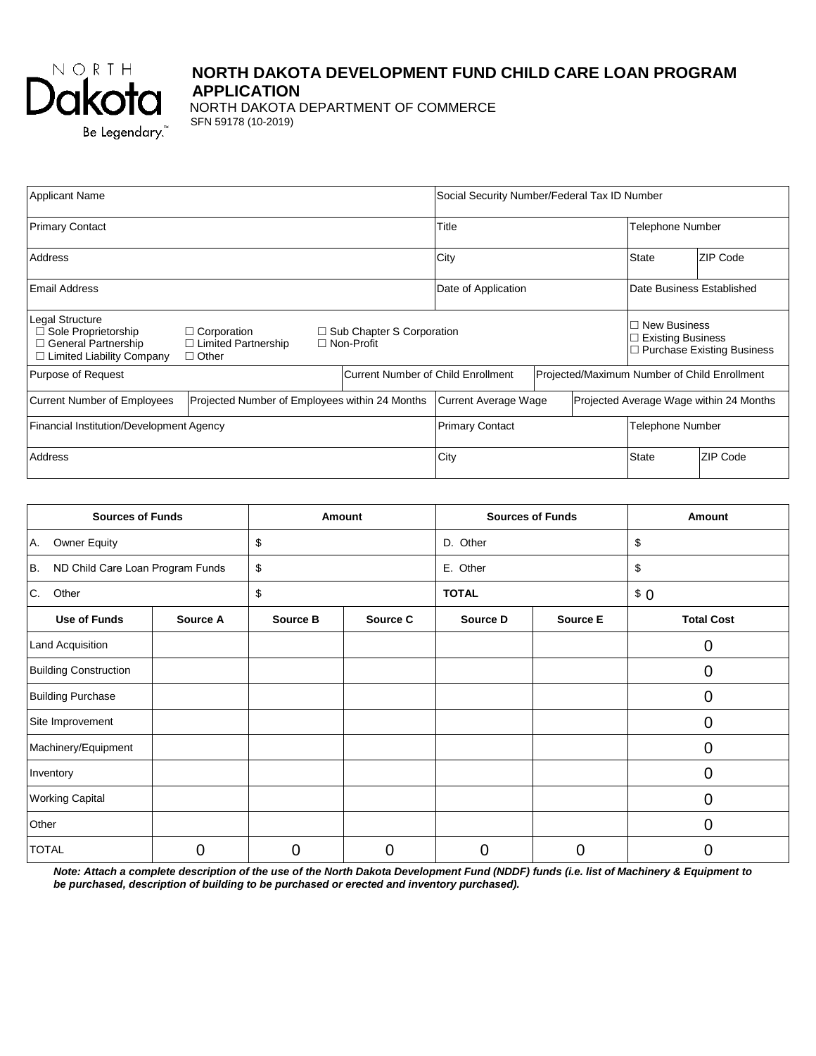# NORTH DAKOTA DEVELOPMENT FUND CHILD CARE LOAN PROGRAM APPLICATION

NORTH DAKOTA DEPARTMENT OF COMMERCE
SFN 59178 (10-2019)

| Applicant Name | | | Social Security Number/Federal Tax ID Number | | | |
|---|---|---|---|---|---|---|
| Primary Contact | | | Title | | Telephone Number | |
| Address | | | City | | State | ZIP Code |
| Email Address | | | Date of Application | | Date Business Established | |
| Legal Structure<br>☐ Sole Proprietorship ☐ Corporation ☐ Sub Chapter S Corporation<br>☐ General Partnership ☐ Limited Partnership ☐ Non-Profit<br>☐ Limited Liability Company ☐ Other | | | | | ☐ New Business<br>☐ Existing Business<br>☐ Purchase Existing Business | |
| Purpose of Request | | Current Number of Child Enrollment | | Projected/Maximum Number of Child Enrollment | | |
| Current Number of Employees | Projected Number of Employees within 24 Months | | Current Average Wage | Projected Average Wage within 24 Months | | |
| Financial Institution/Development Agency | | | Primary Contact | | Telephone Number | |
| Address | | | City | | State | ZIP Code |

| Sources of Funds | | Amount | | Sources of Funds | | Amount |
|---|---|---|---|---|---|---|
| A. Owner Equity | | $ | | D. Other | | $ |
| B. ND Child Care Loan Program Funds | | $ | | E. Other | | $ |
| C. Other | | $ | | **TOTAL** | | $ 0 |
| **Use of Funds** | **Source A** | **Source B** | **Source C** | **Source D** | **Source E** | **Total Cost** |
| Land Acquisition | | | | | | 0 |
| Building Construction | | | | | | 0 |
| Building Purchase | | | | | | 0 |
| Site Improvement | | | | | | 0 |
| Machinery/Equipment | | | | | | 0 |
| Inventory | | | | | | 0 |
| Working Capital | | | | | | 0 |
| Other | | | | | | 0 |
| TOTAL | 0 | 0 | 0 | 0 | 0 | 0 |

***Note: Attach a complete description of the use of the North Dakota Development Fund (NDDF) funds (i.e. list of Machinery & Equipment to be purchased, description of building to be purchased or erected and inventory purchased).***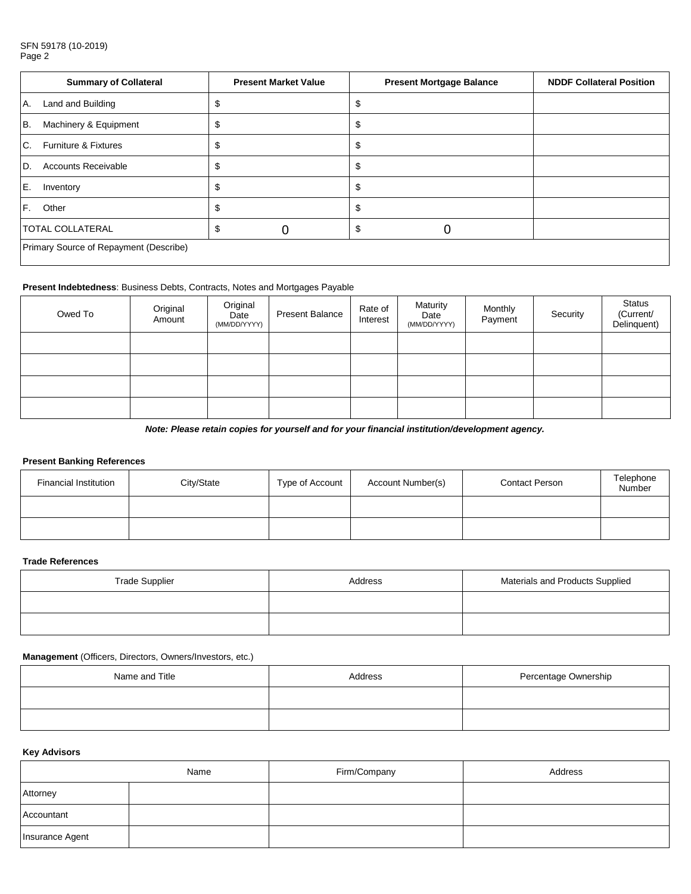SFN 59178 (10-2019)

| Summary of Collateral | Present Market Value | Present Mortgage Balance | NDDF Collateral Position |
|---|---|---|---|
| A. Land and Building | $ | $ | |
| B. Machinery & Equipment | $ | $ | |
| C. Furniture & Fixtures | $ | $ | |
| D. Accounts Receivable | $ | $ | |
| E. Inventory | $ | $ | |
| F. Other | $ | $ | |
| TOTAL COLLATERAL | $ 0 | $ 0 | |
| Primary Source of Repayment (Describe) | | | |

**Present Indebtedness**: Business Debts, Contracts, Notes and Mortgages Payable

| Owed To | Original Amount | Original Date (MM/DD/YYYY) | Present Balance | Rate of Interest | Maturity Date (MM/DD/YYYY) | Monthly Payment | Security | Status (Current/ Delinquent) |
|---|---|---|---|---|---|---|---|---|
| | | | | | | | | |
| | | | | | | | | |
| | | | | | | | | |
| | | | | | | | | |

***Note: Please retain copies for yourself and for your financial institution/development agency.***

**Present Banking References**

| Financial Institution | City/State | Type of Account | Account Number(s) | Contact Person | Telephone Number |
|---|---|---|---|---|---|
| | | | | | |
| | | | | | |

**Trade References**

| Trade Supplier | Address | Materials and Products Supplied |
|---|---|---|
| | | |
| | | |

**Management** (Officers, Directors, Owners/Investors, etc.)

| Name and Title | Address | Percentage Ownership |
|---|---|---|
| | | |
| | | |

**Key Advisors**

| | Name | Firm/Company | Address |
|---|---|---|---|
| Attorney | | | |
| Accountant | | | |
| Insurance Agent | | | |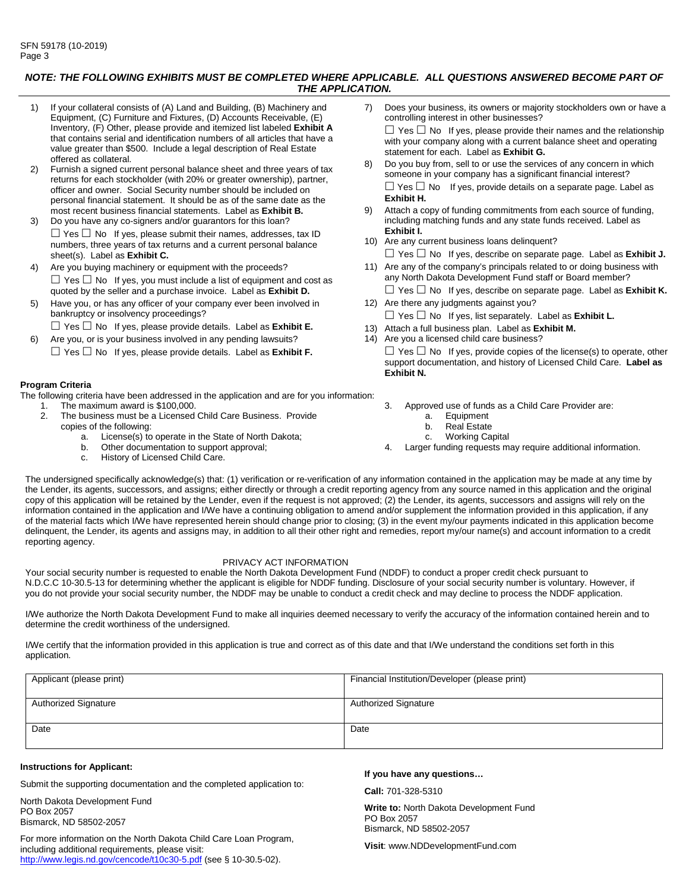***NOTE: THE FOLLOWING EXHIBITS MUST BE COMPLETED WHERE APPLICABLE. ALL QUESTIONS ANSWERED BECOME PART OF THE APPLICATION.***

1) If your collateral consists of (A) Land and Building, (B) Machinery and Equipment, (C) Furniture and Fixtures, (D) Accounts Receivable, (E) Inventory, (F) Other, please provide and itemized list labeled **Exhibit A** that contains serial and identification numbers of all articles that have a value greater than $500. Include a legal description of Real Estate offered as collateral.
2) Furnish a signed current personal balance sheet and three years of tax returns for each stockholder (with 20% or greater ownership), partner, officer and owner. Social Security number should be included on personal financial statement. It should be as of the same date as the most recent business financial statements. Label as **Exhibit B.**
3) Do you have any co-signers and/or guarantors for this loan?
   ☐ Yes ☐ No If yes, please submit their names, addresses, tax ID numbers, three years of tax returns and a current personal balance sheet(s). Label as **Exhibit C.**
4) Are you buying machinery or equipment with the proceeds?
   ☐ Yes ☐ No If yes, you must include a list of equipment and cost as quoted by the seller and a purchase invoice. Label as **Exhibit D.**
5) Have you, or has any officer of your company ever been involved in bankruptcy or insolvency proceedings?
   ☐ Yes ☐ No If yes, please provide details. Label as **Exhibit E.**
6) Are you, or is your business involved in any pending lawsuits?
   ☐ Yes ☐ No If yes, please provide details. Label as **Exhibit F.**
7) Does your business, its owners or majority stockholders own or have a controlling interest in other businesses?
   ☐ Yes ☐ No If yes, please provide their names and the relationship with your company along with a current balance sheet and operating statement for each. Label as **Exhibit G.**
8) Do you buy from, sell to or use the services of any concern in which someone in your company has a significant financial interest?
   ☐ Yes ☐ No If yes, provide details on a separate page. Label as **Exhibit H.**
9) Attach a copy of funding commitments from each source of funding, including matching funds and any state funds received. Label as **Exhibit I.**
10) Are any current business loans delinquent?
    ☐ Yes ☐ No If yes, describe on separate page. Label as **Exhibit J.**
11) Are any of the company's principals related to or doing business with any North Dakota Development Fund staff or Board member?
    ☐ Yes ☐ No If yes, describe on separate page. Label as **Exhibit K.**
12) Are there any judgments against you?
    ☐ Yes ☐ No If yes, list separately. Label as **Exhibit L.**
13) Attach a full business plan. Label as **Exhibit M.**
14) Are you a licensed child care business?
    ☐ Yes ☐ No If yes, provide copies of the license(s) to operate, other support documentation, and history of Licensed Child Care. **Label as Exhibit N.**

**Program Criteria**

The following criteria have been addressed in the application and are for you information:

1. The maximum award is $100,000.
2. The business must be a Licensed Child Care Business. Provide copies of the following:
   a. License(s) to operate in the State of North Dakota;
   b. Other documentation to support approval;
   c. History of Licensed Child Care.
3. Approved use of funds as a Child Care Provider are:
   a. Equipment
   b. Real Estate
   c. Working Capital
4. Larger funding requests may require additional information.

The undersigned specifically acknowledge(s) that: (1) verification or re-verification of any information contained in the application may be made at any time by the Lender, its agents, successors, and assigns; either directly or through a credit reporting agency from any source named in this application and the original copy of this application will be retained by the Lender, even if the request is not approved; (2) the Lender, its agents, successors and assigns will rely on the information contained in the application and I/We have a continuing obligation to amend and/or supplement the information provided in this application, if any of the material facts which I/We have represented herein should change prior to closing; (3) in the event my/our payments indicated in this application become delinquent, the Lender, its agents and assigns may, in addition to all their other right and remedies, report my/our name(s) and account information to a credit reporting agency.

PRIVACY ACT INFORMATION

Your social security number is requested to enable the North Dakota Development Fund (NDDF) to conduct a proper credit check pursuant to N.D.C.C 10-30.5-13 for determining whether the applicant is eligible for NDDF funding. Disclosure of your social security number is voluntary. However, if you do not provide your social security number, the NDDF may be unable to conduct a credit check and may decline to process the NDDF application.

I/We authorize the North Dakota Development Fund to make all inquiries deemed necessary to verify the accuracy of the information contained herein and to determine the credit worthiness of the undersigned.

I/We certify that the information provided in this application is true and correct as of this date and that I/We understand the conditions set forth in this application.

| | |
|---|---|
| Applicant (please print) | Financial Institution/Developer (please print) |
| Authorized Signature | Authorized Signature |
| Date | Date |

**Instructions for Applicant:**

Submit the supporting documentation and the completed application to:

North Dakota Development Fund
PO Box 2057
Bismarck, ND 58502-2057

For more information on the North Dakota Child Care Loan Program, including additional requirements, please visit:
http://www.legis.nd.gov/cencode/t10c30-5.pdf (see § 10-30.5-02).

**If you have any questions…**

**Call:** 701-328-5310

**Write to:** North Dakota Development Fund
PO Box 2057
Bismarck, ND 58502-2057

**Visit**: www.NDDevelopmentFund.com